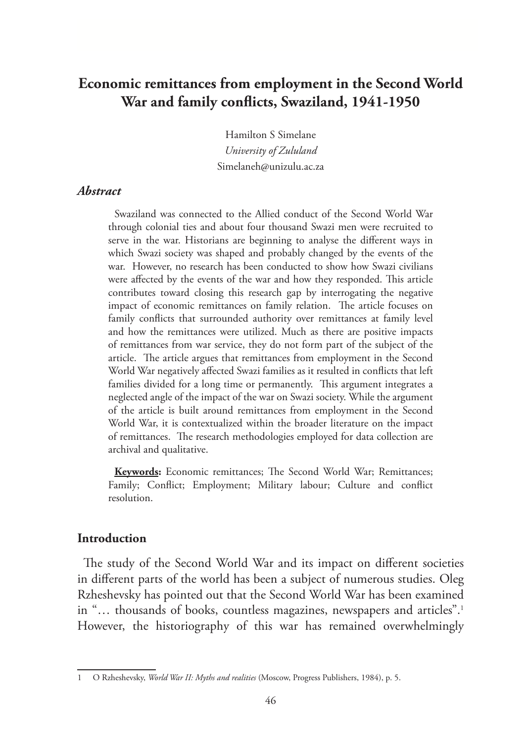# Economic remittances from employment in the Second World War and family conflicts, Swaziland, 1941-1950

Hamilton S Simelane
*University of Zululand*
Simelaneh@unizulu.ac.za

### *Abstract*

Swaziland was connected to the Allied conduct of the Second World War through colonial ties and about four thousand Swazi men were recruited to serve in the war. Historians are beginning to analyse the different ways in which Swazi society was shaped and probably changed by the events of the war. However, no research has been conducted to show how Swazi civilians were affected by the events of the war and how they responded. This article contributes toward closing this research gap by interrogating the negative impact of economic remittances on family relation. The article focuses on family conflicts that surrounded authority over remittances at family level and how the remittances were utilized. Much as there are positive impacts of remittances from war service, they do not form part of the subject of the article. The article argues that remittances from employment in the Second World War negatively affected Swazi families as it resulted in conflicts that left families divided for a long time or permanently. This argument integrates a neglected angle of the impact of the war on Swazi society. While the argument of the article is built around remittances from employment in the Second World War, it is contextualized within the broader literature on the impact of remittances. The research methodologies employed for data collection are archival and qualitative.

**Keywords:** Economic remittances; The Second World War; Remittances; Family; Conflict; Employment; Military labour; Culture and conflict resolution.

## Introduction

The study of the Second World War and its impact on different societies in different parts of the world has been a subject of numerous studies. Oleg Rzheshevsky has pointed out that the Second World War has been examined in "… thousands of books, countless magazines, newspapers and articles".[1] However, the historiography of this war has remained overwhelmingly

---

1 O Rzheshevsky, *World War II: Myths and realities* (Moscow, Progress Publishers, 1984), p. 5.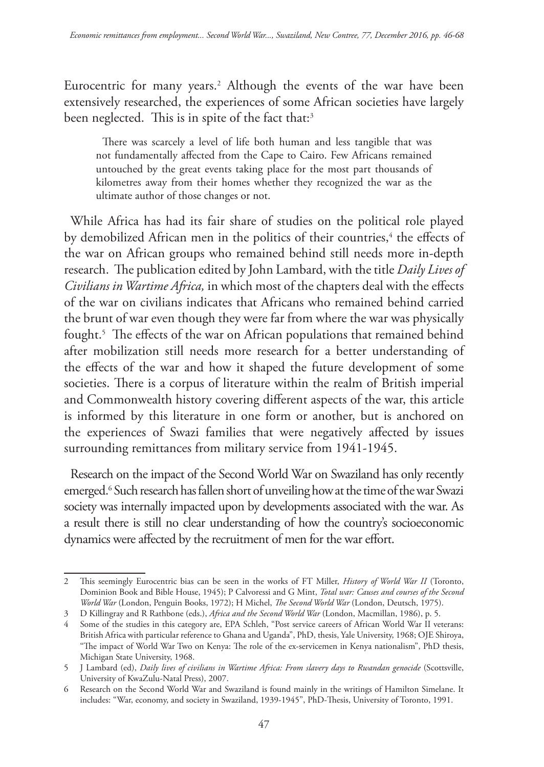Eurocentric for many years.[2] Although the events of the war have been extensively researched, the experiences of some African societies have largely been neglected. This is in spite of the fact that:[3]

> There was scarcely a level of life both human and less tangible that was not fundamentally affected from the Cape to Cairo. Few Africans remained untouched by the great events taking place for the most part thousands of kilometres away from their homes whether they recognized the war as the ultimate author of those changes or not.

While Africa has had its fair share of studies on the political role played by demobilized African men in the politics of their countries,[4] the effects of the war on African groups who remained behind still needs more in-depth research. The publication edited by John Lambard, with the title *Daily Lives of Civilians in Wartime Africa,* in which most of the chapters deal with the effects of the war on civilians indicates that Africans who remained behind carried the brunt of war even though they were far from where the war was physically fought.[5] The effects of the war on African populations that remained behind after mobilization still needs more research for a better understanding of the effects of the war and how it shaped the future development of some societies. There is a corpus of literature within the realm of British imperial and Commonwealth history covering different aspects of the war, this article is informed by this literature in one form or another, but is anchored on the experiences of Swazi families that were negatively affected by issues surrounding remittances from military service from 1941-1945.

Research on the impact of the Second World War on Swaziland has only recently emerged.[6] Such research has fallen short of unveiling how at the time of the war Swazi society was internally impacted upon by developments associated with the war. As a result there is still no clear understanding of how the country's socioeconomic dynamics were affected by the recruitment of men for the war effort.

---

2 This seemingly Eurocentric bias can be seen in the works of FT Miller, *History of World War II* (Toronto, Dominion Book and Bible House, 1945); P Calvoressi and G Mint, *Total war: Causes and courses of the Second World War* (London, Penguin Books, 1972); H Michel, *The Second World War* (London, Deutsch, 1975).

3 D Killingray and R Rathbone (eds.), *Africa and the Second World War* (London, Macmillan, 1986), p. 5.

4 Some of the studies in this category are, EPA Schleh, "Post service careers of African World War II veterans: British Africa with particular reference to Ghana and Uganda", PhD, thesis, Yale University, 1968; OJE Shiroya, "The impact of World War Two on Kenya: The role of the ex-servicemen in Kenya nationalism", PhD thesis, Michigan State University, 1968.

5 J Lambard (ed), *Daily lives of civilians in Wartime Africa: From slavery days to Rwandan genocide* (Scottsville, University of KwaZulu-Natal Press), 2007.

6 Research on the Second World War and Swaziland is found mainly in the writings of Hamilton Simelane. It includes: "War, economy, and society in Swaziland, 1939-1945", PhD-Thesis, University of Toronto, 1991.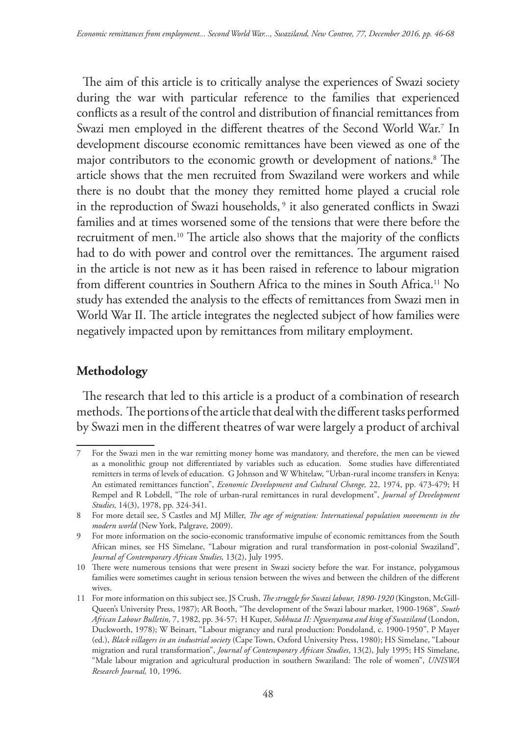The aim of this article is to critically analyse the experiences of Swazi society during the war with particular reference to the families that experienced conflicts as a result of the control and distribution of financial remittances from Swazi men employed in the different theatres of the Second World War.[7] In development discourse economic remittances have been viewed as one of the major contributors to the economic growth or development of nations.[8] The article shows that the men recruited from Swaziland were workers and while there is no doubt that the money they remitted home played a crucial role in the reproduction of Swazi households,[9] it also generated conflicts in Swazi families and at times worsened some of the tensions that were there before the recruitment of men.[10] The article also shows that the majority of the conflicts had to do with power and control over the remittances. The argument raised in the article is not new as it has been raised in reference to labour migration from different countries in Southern Africa to the mines in South Africa.[11] No study has extended the analysis to the effects of remittances from Swazi men in World War II. The article integrates the neglected subject of how families were negatively impacted upon by remittances from military employment.

## Methodology

The research that led to this article is a product of a combination of research methods. The portions of the article that deal with the different tasks performed by Swazi men in the different theatres of war were largely a product of archival

---

7 For the Swazi men in the war remitting money home was mandatory, and therefore, the men can be viewed as a monolithic group not differentiated by variables such as education. Some studies have differentiated remitters in terms of levels of education. G Johnson and W Whitelaw, "Urban-rural income transfers in Kenya: An estimated remittances function", *Economic Development and Cultural Change,* 22, 1974, pp. 473-479; H Rempel and R Lobdell, "The role of urban-rural remittances in rural development", *Journal of Development Studies,* 14(3), 1978, pp. 324-341.

8 For more detail see, S Castles and MJ Miller, *The age of migration: International population movements in the modern world* (New York, Palgrave, 2009).

9 For more information on the socio-economic transformative impulse of economic remittances from the South African mines, see HS Simelane, "Labour migration and rural transformation in post-colonial Swaziland", *Journal of Contemporary African Studies,* 13(2), July 1995.

10 There were numerous tensions that were present in Swazi society before the war. For instance, polygamous families were sometimes caught in serious tension between the wives and between the children of the different wives.

11 For more information on this subject see, JS Crush, *The struggle for Swazi labour, 1890-1920* (Kingston, McGill-Queen's University Press, 1987); AR Booth, "The development of the Swazi labour market, 1900-1968", *South African Labour Bulletin,* 7, 1982, pp. 34-57; H Kuper, *Sobhuza II: Ngwenyama and king of Swaziland* (London, Duckworth, 1978); W Beinart, "Labour migrancy and rural production: Pondoland, c. 1900-1950", P Mayer (ed.), *Black villagers in an industrial society* (Cape Town, Oxford University Press, 1980); HS Simelane, "Labour migration and rural transformation", *Journal of Contemporary African Studies*, 13(2), July 1995; HS Simelane, "Male labour migration and agricultural production in southern Swaziland: The role of women", *UNISWA Research Journal,* 10, 1996.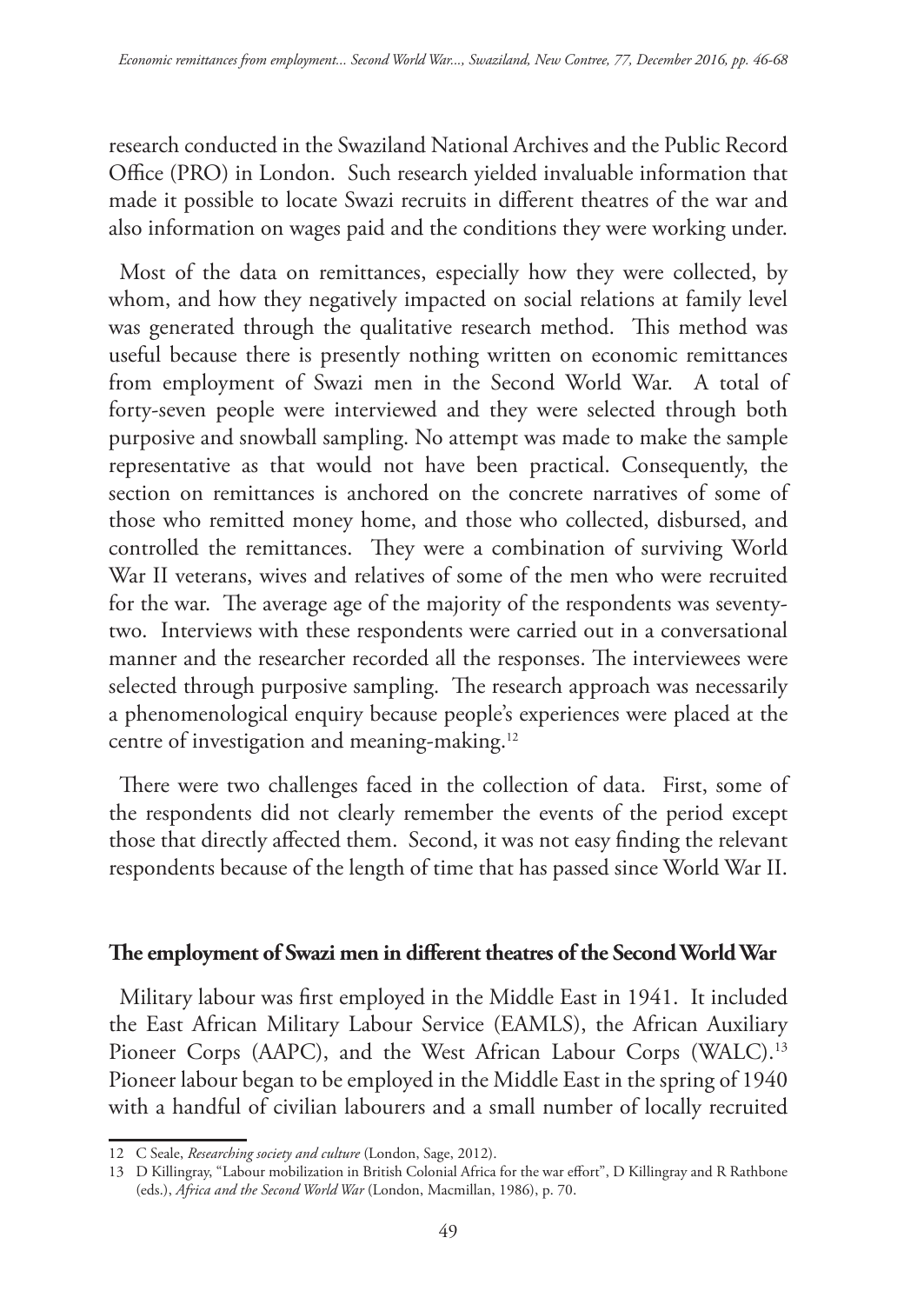research conducted in the Swaziland National Archives and the Public Record Office (PRO) in London. Such research yielded invaluable information that made it possible to locate Swazi recruits in different theatres of the war and also information on wages paid and the conditions they were working under.

Most of the data on remittances, especially how they were collected, by whom, and how they negatively impacted on social relations at family level was generated through the qualitative research method. This method was useful because there is presently nothing written on economic remittances from employment of Swazi men in the Second World War. A total of forty-seven people were interviewed and they were selected through both purposive and snowball sampling. No attempt was made to make the sample representative as that would not have been practical. Consequently, the section on remittances is anchored on the concrete narratives of some of those who remitted money home, and those who collected, disbursed, and controlled the remittances. They were a combination of surviving World War II veterans, wives and relatives of some of the men who were recruited for the war. The average age of the majority of the respondents was seventy-two. Interviews with these respondents were carried out in a conversational manner and the researcher recorded all the responses. The interviewees were selected through purposive sampling. The research approach was necessarily a phenomenological enquiry because people's experiences were placed at the centre of investigation and meaning-making.[12]

There were two challenges faced in the collection of data. First, some of the respondents did not clearly remember the events of the period except those that directly affected them. Second, it was not easy finding the relevant respondents because of the length of time that has passed since World War II.

## The employment of Swazi men in different theatres of the Second World War

Military labour was first employed in the Middle East in 1941. It included the East African Military Labour Service (EAMLS), the African Auxiliary Pioneer Corps (AAPC), and the West African Labour Corps (WALC).[13] Pioneer labour began to be employed in the Middle East in the spring of 1940 with a handful of civilian labourers and a small number of locally recruited

---

12 C Seale, *Researching society and culture* (London, Sage, 2012).

13 D Killingray, "Labour mobilization in British Colonial Africa for the war effort", D Killingray and R Rathbone (eds.), *Africa and the Second World War* (London, Macmillan, 1986), p. 70.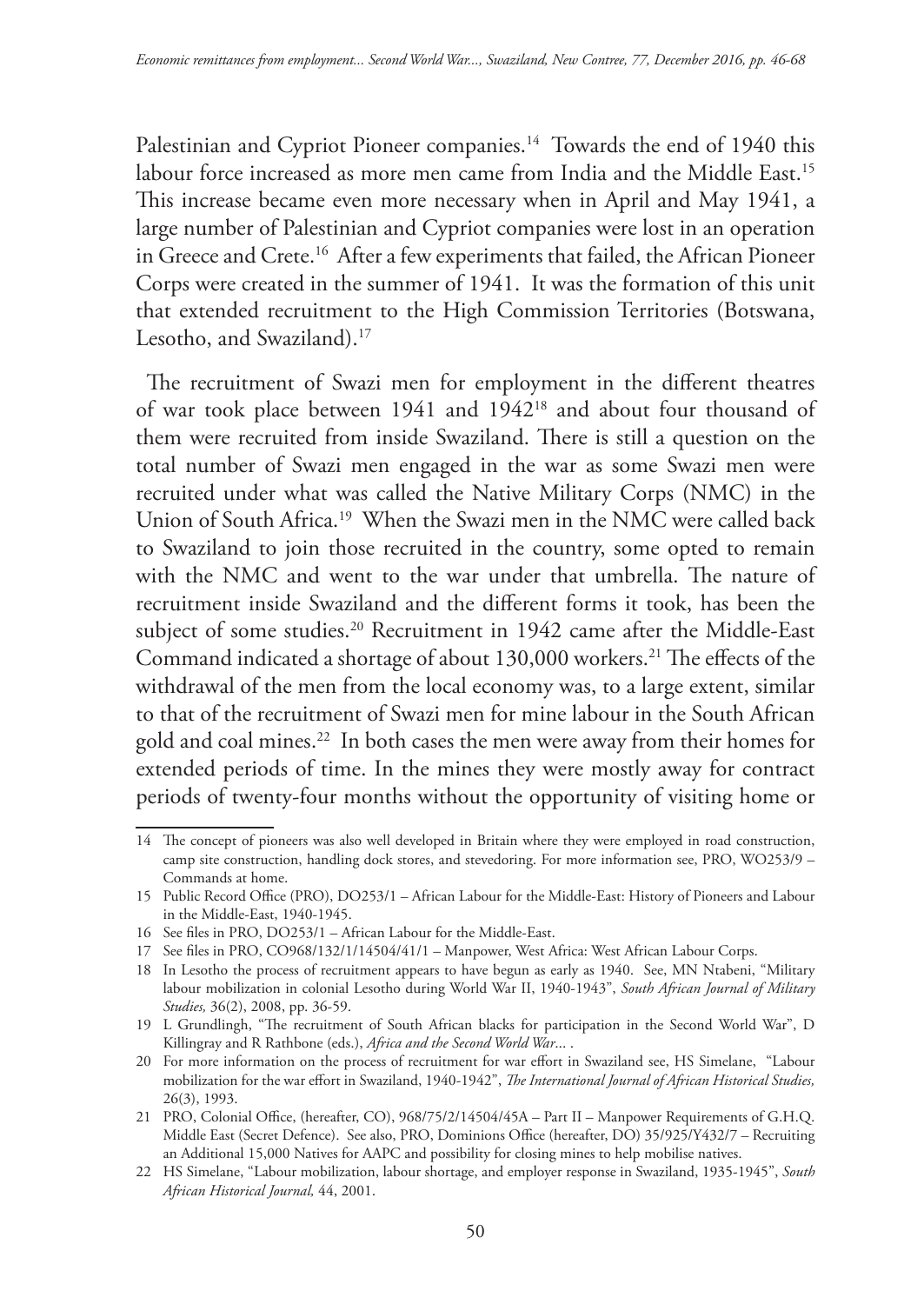Palestinian and Cypriot Pioneer companies.[14] Towards the end of 1940 this labour force increased as more men came from India and the Middle East.[15] This increase became even more necessary when in April and May 1941, a large number of Palestinian and Cypriot companies were lost in an operation in Greece and Crete.[16] After a few experiments that failed, the African Pioneer Corps were created in the summer of 1941. It was the formation of this unit that extended recruitment to the High Commission Territories (Botswana, Lesotho, and Swaziland).[17]

The recruitment of Swazi men for employment in the different theatres of war took place between 1941 and 1942[18] and about four thousand of them were recruited from inside Swaziland. There is still a question on the total number of Swazi men engaged in the war as some Swazi men were recruited under what was called the Native Military Corps (NMC) in the Union of South Africa.[19] When the Swazi men in the NMC were called back to Swaziland to join those recruited in the country, some opted to remain with the NMC and went to the war under that umbrella. The nature of recruitment inside Swaziland and the different forms it took, has been the subject of some studies.[20] Recruitment in 1942 came after the Middle-East Command indicated a shortage of about 130,000 workers.[21] The effects of the withdrawal of the men from the local economy was, to a large extent, similar to that of the recruitment of Swazi men for mine labour in the South African gold and coal mines.[22] In both cases the men were away from their homes for extended periods of time. In the mines they were mostly away for contract periods of twenty-four months without the opportunity of visiting home or

---

14 The concept of pioneers was also well developed in Britain where they were employed in road construction, camp site construction, handling dock stores, and stevedoring. For more information see, PRO, WO253/9 – Commands at home.

15 Public Record Office (PRO), DO253/1 – African Labour for the Middle-East: History of Pioneers and Labour in the Middle-East, 1940-1945.

16 See files in PRO, DO253/1 – African Labour for the Middle-East.

17 See files in PRO, CO968/132/1/14504/41/1 – Manpower, West Africa: West African Labour Corps.

18 In Lesotho the process of recruitment appears to have begun as early as 1940. See, MN Ntabeni, "Military labour mobilization in colonial Lesotho during World War II, 1940-1943", *South African Journal of Military Studies,* 36(2), 2008, pp. 36-59.

19 L Grundlingh, "The recruitment of South African blacks for participation in the Second World War", D Killingray and R Rathbone (eds.), *Africa and the Second World War...* .

20 For more information on the process of recruitment for war effort in Swaziland see, HS Simelane, "Labour mobilization for the war effort in Swaziland, 1940-1942", *The International Journal of African Historical Studies,* 26(3), 1993.

21 PRO, Colonial Office, (hereafter, CO), 968/75/2/14504/45A – Part II – Manpower Requirements of G.H.Q. Middle East (Secret Defence). See also, PRO, Dominions Office (hereafter, DO) 35/925/Y432/7 – Recruiting an Additional 15,000 Natives for AAPC and possibility for closing mines to help mobilise natives.

22 HS Simelane, "Labour mobilization, labour shortage, and employer response in Swaziland, 1935-1945", *South African Historical Journal,* 44, 2001.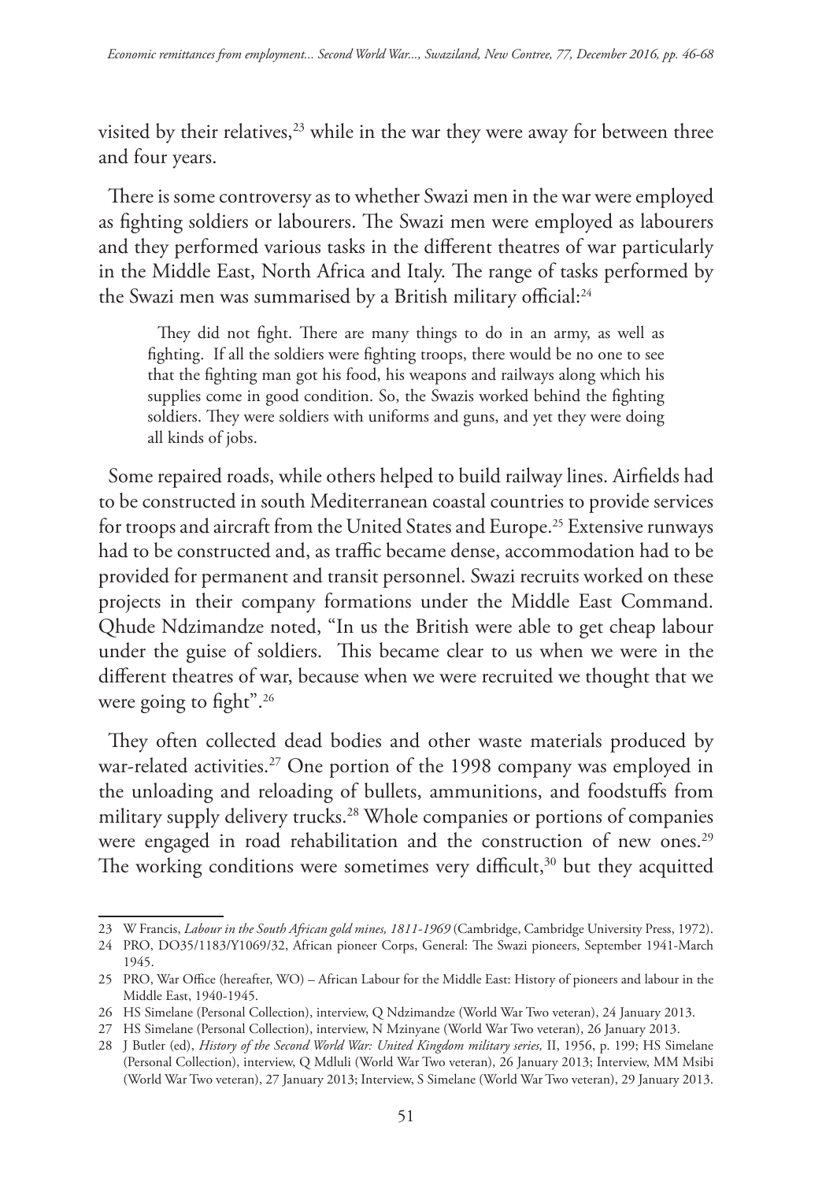visited by their relatives,[23] while in the war they were away for between three and four years.

There is some controversy as to whether Swazi men in the war were employed as fighting soldiers or labourers. The Swazi men were employed as labourers and they performed various tasks in the different theatres of war particularly in the Middle East, North Africa and Italy. The range of tasks performed by the Swazi men was summarised by a British military official:[24]

> They did not fight. There are many things to do in an army, as well as fighting. If all the soldiers were fighting troops, there would be no one to see that the fighting man got his food, his weapons and railways along which his supplies come in good condition. So, the Swazis worked behind the fighting soldiers. They were soldiers with uniforms and guns, and yet they were doing all kinds of jobs.

Some repaired roads, while others helped to build railway lines. Airfields had to be constructed in south Mediterranean coastal countries to provide services for troops and aircraft from the United States and Europe.[25] Extensive runways had to be constructed and, as traffic became dense, accommodation had to be provided for permanent and transit personnel. Swazi recruits worked on these projects in their company formations under the Middle East Command. Qhude Ndzimandze noted, "In us the British were able to get cheap labour under the guise of soldiers. This became clear to us when we were in the different theatres of war, because when we were recruited we thought that we were going to fight".[26]

They often collected dead bodies and other waste materials produced by war-related activities.[27] One portion of the 1998 company was employed in the unloading and reloading of bullets, ammunitions, and foodstuffs from military supply delivery trucks.[28] Whole companies or portions of companies were engaged in road rehabilitation and the construction of new ones.[29] The working conditions were sometimes very difficult,[30] but they acquitted

---

23 W Francis, *Labour in the South African gold mines, 1811-1969* (Cambridge, Cambridge University Press, 1972).

24 PRO, DO35/1183/Y1069/32, African pioneer Corps, General: The Swazi pioneers, September 1941-March 1945.

25 PRO, War Office (hereafter, WO) – African Labour for the Middle East: History of pioneers and labour in the Middle East, 1940-1945.

26 HS Simelane (Personal Collection), interview, Q Ndzimandze (World War Two veteran), 24 January 2013.

27 HS Simelane (Personal Collection), interview, N Mzinyane (World War Two veteran), 26 January 2013.

28 J Butler (ed), *History of the Second World War: United Kingdom military series,* II, 1956, p. 199; HS Simelane (Personal Collection), interview, Q Mdluli (World War Two veteran), 26 January 2013; Interview, MM Msibi (World War Two veteran), 27 January 2013; Interview, S Simelane (World War Two veteran), 29 January 2013.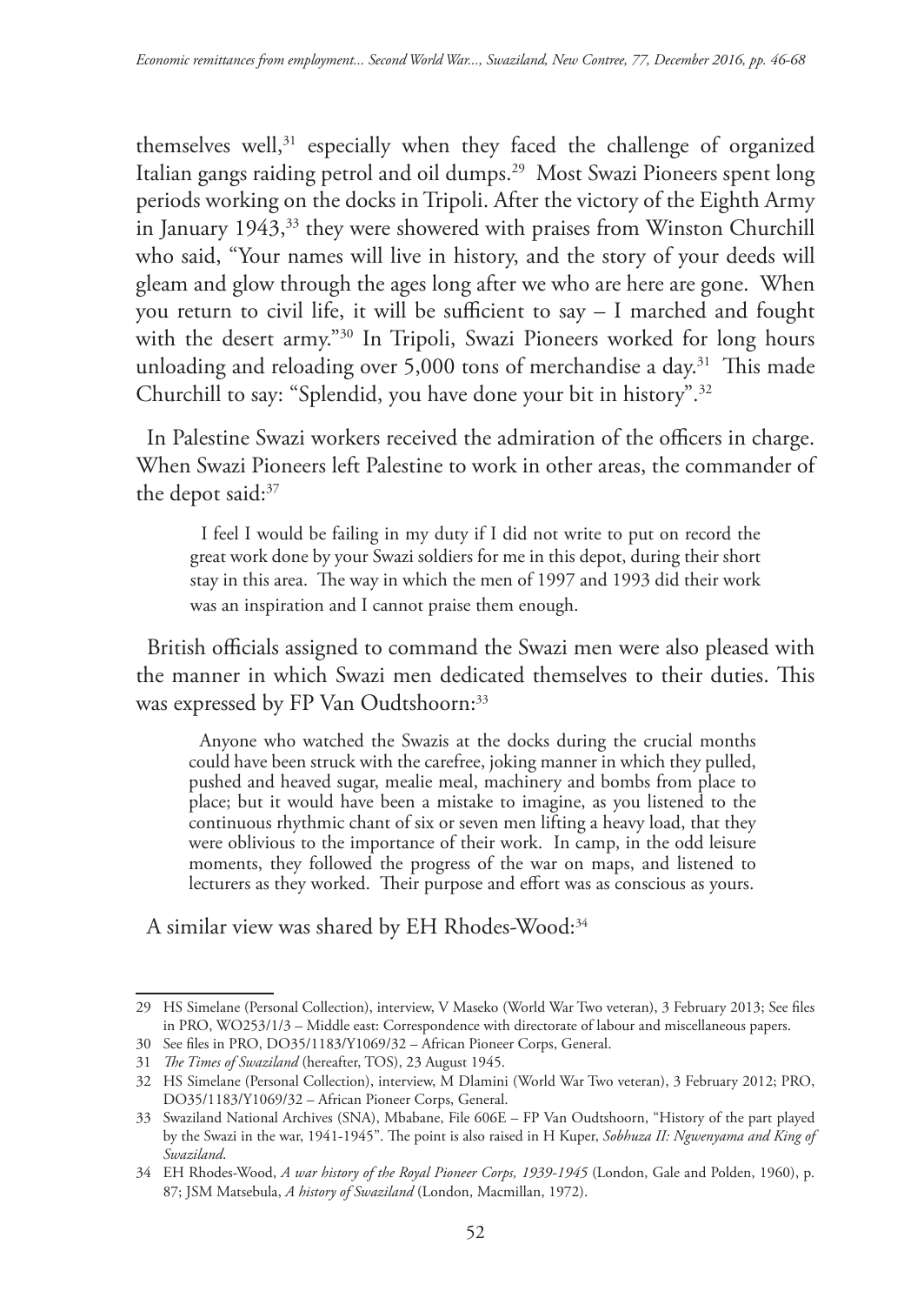themselves well,[31] especially when they faced the challenge of organized Italian gangs raiding petrol and oil dumps.[29] Most Swazi Pioneers spent long periods working on the docks in Tripoli. After the victory of the Eighth Army in January 1943,[33] they were showered with praises from Winston Churchill who said, "Your names will live in history, and the story of your deeds will gleam and glow through the ages long after we who are here are gone. When you return to civil life, it will be sufficient to say – I marched and fought with the desert army."[30] In Tripoli, Swazi Pioneers worked for long hours unloading and reloading over 5,000 tons of merchandise a day.[31] This made Churchill to say: "Splendid, you have done your bit in history".[32]

In Palestine Swazi workers received the admiration of the officers in charge. When Swazi Pioneers left Palestine to work in other areas, the commander of the depot said:[37]

> I feel I would be failing in my duty if I did not write to put on record the great work done by your Swazi soldiers for me in this depot, during their short stay in this area. The way in which the men of 1997 and 1993 did their work was an inspiration and I cannot praise them enough.

British officials assigned to command the Swazi men were also pleased with the manner in which Swazi men dedicated themselves to their duties. This was expressed by FP Van Oudtshoorn:[33]

> Anyone who watched the Swazis at the docks during the crucial months could have been struck with the carefree, joking manner in which they pulled, pushed and heaved sugar, mealie meal, machinery and bombs from place to place; but it would have been a mistake to imagine, as you listened to the continuous rhythmic chant of six or seven men lifting a heavy load, that they were oblivious to the importance of their work. In camp, in the odd leisure moments, they followed the progress of the war on maps, and listened to lecturers as they worked. Their purpose and effort was as conscious as yours.

A similar view was shared by EH Rhodes-Wood:[34]

---

29 HS Simelane (Personal Collection), interview, V Maseko (World War Two veteran), 3 February 2013; See files in PRO, WO253/1/3 – Middle east: Correspondence with directorate of labour and miscellaneous papers.

30 See files in PRO, DO35/1183/Y1069/32 – African Pioneer Corps, General.

31 *The Times of Swaziland* (hereafter, TOS), 23 August 1945.

32 HS Simelane (Personal Collection), interview, M Dlamini (World War Two veteran), 3 February 2012; PRO, DO35/1183/Y1069/32 – African Pioneer Corps, General.

33 Swaziland National Archives (SNA), Mbabane, File 606E – FP Van Oudtshoorn, "History of the part played by the Swazi in the war, 1941-1945". The point is also raised in H Kuper, *Sobhuza II: Ngwenyama and King of Swaziland*.

34 EH Rhodes-Wood, *A war history of the Royal Pioneer Corps, 1939-1945* (London, Gale and Polden, 1960), p. 87; JSM Matsebula, *A history of Swaziland* (London, Macmillan, 1972).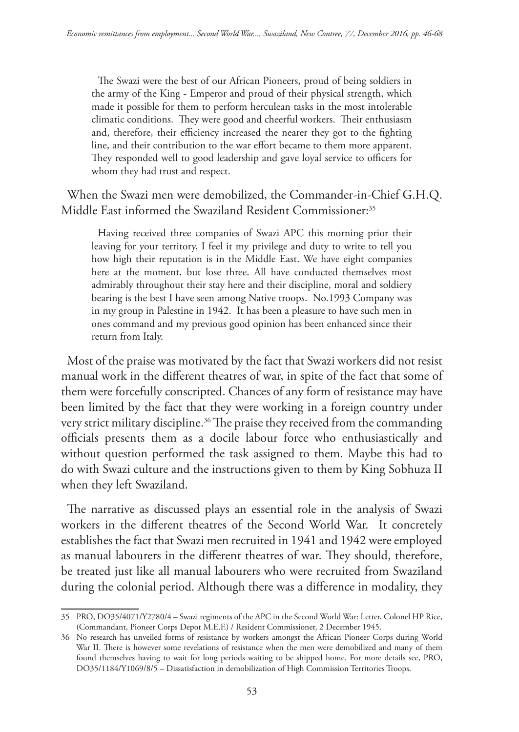> The Swazi were the best of our African Pioneers, proud of being soldiers in the army of the King - Emperor and proud of their physical strength, which made it possible for them to perform herculean tasks in the most intolerable climatic conditions. They were good and cheerful workers. Their enthusiasm and, therefore, their efficiency increased the nearer they got to the fighting line, and their contribution to the war effort became to them more apparent. They responded well to good leadership and gave loyal service to officers for whom they had trust and respect.

When the Swazi men were demobilized, the Commander-in-Chief G.H.Q. Middle East informed the Swaziland Resident Commissioner:[35]

> Having received three companies of Swazi APC this morning prior their leaving for your territory, I feel it my privilege and duty to write to tell you how high their reputation is in the Middle East. We have eight companies here at the moment, but lose three. All have conducted themselves most admirably throughout their stay here and their discipline, moral and soldiery bearing is the best I have seen among Native troops. No.1993 Company was in my group in Palestine in 1942. It has been a pleasure to have such men in ones command and my previous good opinion has been enhanced since their return from Italy.

Most of the praise was motivated by the fact that Swazi workers did not resist manual work in the different theatres of war, in spite of the fact that some of them were forcefully conscripted. Chances of any form of resistance may have been limited by the fact that they were working in a foreign country under very strict military discipline.[36] The praise they received from the commanding officials presents them as a docile labour force who enthusiastically and without question performed the task assigned to them. Maybe this had to do with Swazi culture and the instructions given to them by King Sobhuza II when they left Swaziland.

The narrative as discussed plays an essential role in the analysis of Swazi workers in the different theatres of the Second World War. It concretely establishes the fact that Swazi men recruited in 1941 and 1942 were employed as manual labourers in the different theatres of war. They should, therefore, be treated just like all manual labourers who were recruited from Swaziland during the colonial period. Although there was a difference in modality, they

---

35 PRO, DO35/4071/Y2780/4 – Swazi regiments of the APC in the Second World War: Letter, Colonel HP Rice, (Commandant, Pioneer Corps Depot M.E.F.) / Resident Commissioner, 2 December 1945.

36 No research has unveiled forms of resistance by workers amongst the African Pioneer Corps during World War II. There is however some revelations of resistance when the men were demobilized and many of them found themselves having to wait for long periods waiting to be shipped home. For more details see, PRO, DO35/1184/Y1069/8/5 – Dissatisfaction in demobilization of High Commission Territories Troops.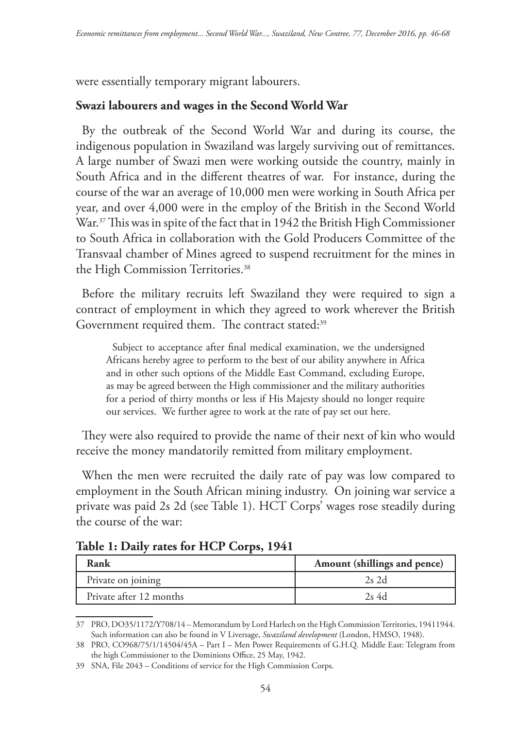were essentially temporary migrant labourers.

## Swazi labourers and wages in the Second World War

By the outbreak of the Second World War and during its course, the indigenous population in Swaziland was largely surviving out of remittances. A large number of Swazi men were working outside the country, mainly in South Africa and in the different theatres of war. For instance, during the course of the war an average of 10,000 men were working in South Africa per year, and over 4,000 were in the employ of the British in the Second World War.[37] This was in spite of the fact that in 1942 the British High Commissioner to South Africa in collaboration with the Gold Producers Committee of the Transvaal chamber of Mines agreed to suspend recruitment for the mines in the High Commission Territories.[38]

Before the military recruits left Swaziland they were required to sign a contract of employment in which they agreed to work wherever the British Government required them. The contract stated:[39]

> Subject to acceptance after final medical examination, we the undersigned Africans hereby agree to perform to the best of our ability anywhere in Africa and in other such options of the Middle East Command, excluding Europe, as may be agreed between the High commissioner and the military authorities for a period of thirty months or less if His Majesty should no longer require our services. We further agree to work at the rate of pay set out here.

They were also required to provide the name of their next of kin who would receive the money mandatorily remitted from military employment.

When the men were recruited the daily rate of pay was low compared to employment in the South African mining industry. On joining war service a private was paid 2s 2d (see Table 1). HCT Corps' wages rose steadily during the course of the war:

**Table 1: Daily rates for HCP Corps, 1941**

| Rank | Amount (shillings and pence) |
|---|---|
| Private on joining | 2s 2d |
| Private after 12 months | 2s 4d |

37 PRO, DO35/1172/Y708/14 – Memorandum by Lord Harlech on the High Commission Territories, 19411944. Such information can also be found in V Liversage, *Swaziland development* (London, HMSO, 1948).

38 PRO, CO968/75/1/14504/45A – Part I – Men Power Requirements of G.H.Q. Middle East: Telegram from the high Commissioner to the Dominions Office, 25 May, 1942.

39 SNA, File 2043 – Conditions of service for the High Commission Corps.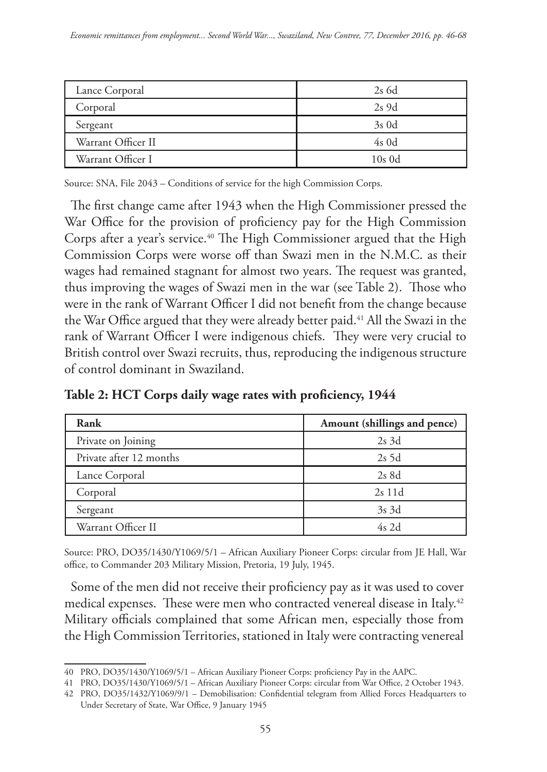| Lance Corporal | 2s 6d |
|---|---|
| Corporal | 2s 9d |
| Sergeant | 3s 0d |
| Warrant Officer II | 4s 0d |
| Warrant Officer I | 10s 0d |

Source: SNA, File 2043 – Conditions of service for the high Commission Corps.

The first change came after 1943 when the High Commissioner pressed the War Office for the provision of proficiency pay for the High Commission Corps after a year's service.[40] The High Commissioner argued that the High Commission Corps were worse off than Swazi men in the N.M.C. as their wages had remained stagnant for almost two years. The request was granted, thus improving the wages of Swazi men in the war (see Table 2). Those who were in the rank of Warrant Officer I did not benefit from the change because the War Office argued that they were already better paid.[41] All the Swazi in the rank of Warrant Officer I were indigenous chiefs. They were very crucial to British control over Swazi recruits, thus, reproducing the indigenous structure of control dominant in Swaziland.

**Table 2: HCT Corps daily wage rates with proficiency, 1944**

| Rank | Amount (shillings and pence) |
|---|---|
| Private on Joining | 2s 3d |
| Private after 12 months | 2s 5d |
| Lance Corporal | 2s 8d |
| Corporal | 2s 11d |
| Sergeant | 3s 3d |
| Warrant Officer II | 4s 2d |

Source: PRO, DO35/1430/Y1069/5/1 – African Auxiliary Pioneer Corps: circular from JE Hall, War office, to Commander 203 Military Mission, Pretoria, 19 July, 1945.

Some of the men did not receive their proficiency pay as it was used to cover medical expenses. These were men who contracted venereal disease in Italy.[42] Military officials complained that some African men, especially those from the High Commission Territories, stationed in Italy were contracting venereal

40 PRO, DO35/1430/Y1069/5/1 – African Auxiliary Pioneer Corps: proficiency Pay in the AAPC.

41 PRO, DO35/1430/Y1069/5/1 – African Auxiliary Pioneer Corps: circular from War Office, 2 October 1943.

42 PRO, DO35/1432/Y1069/9/1 – Demobilisation: Confidential telegram from Allied Forces Headquarters to Under Secretary of State, War Office, 9 January 1945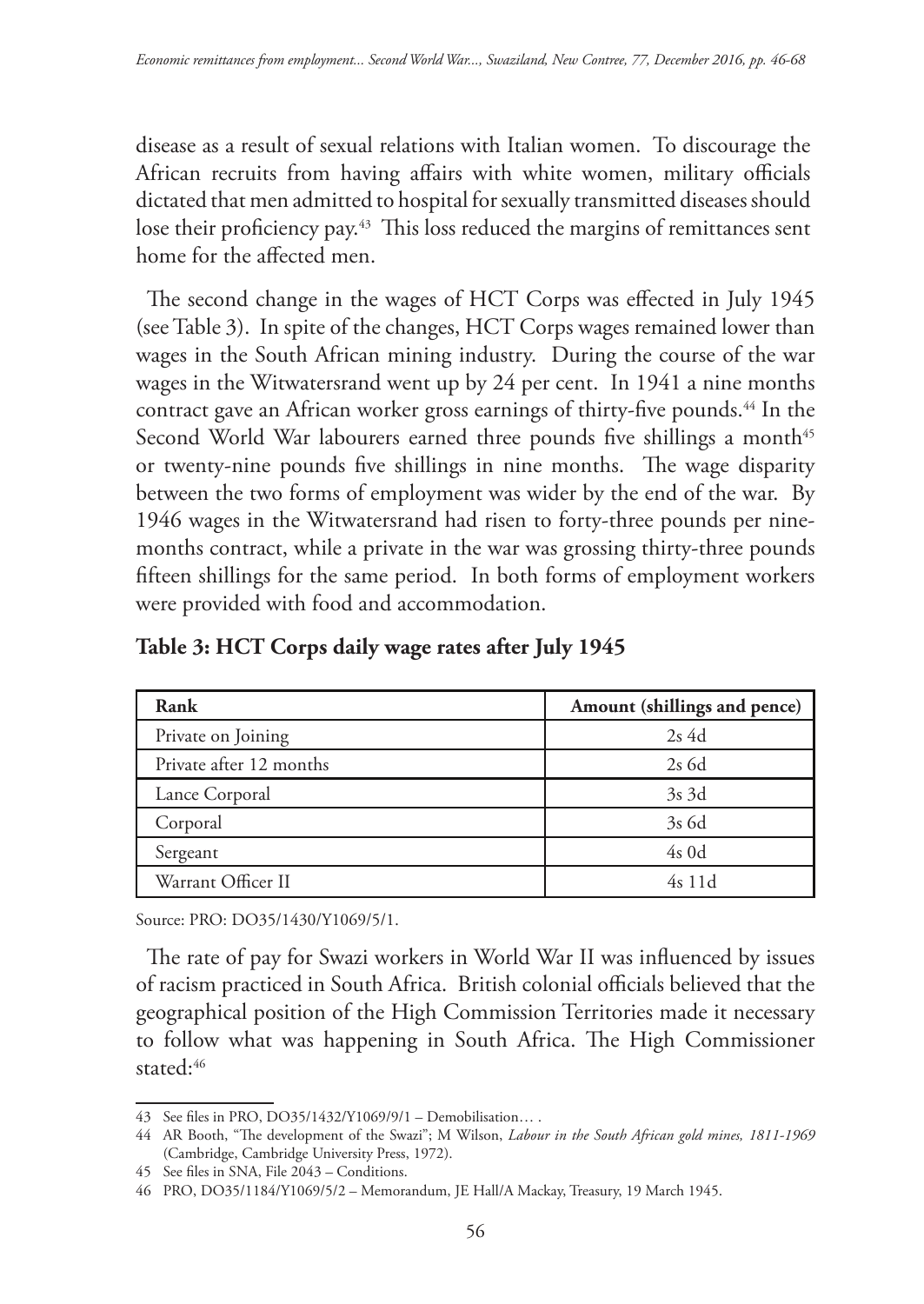disease as a result of sexual relations with Italian women. To discourage the African recruits from having affairs with white women, military officials dictated that men admitted to hospital for sexually transmitted diseases should lose their proficiency pay.[43] This loss reduced the margins of remittances sent home for the affected men.

The second change in the wages of HCT Corps was effected in July 1945 (see Table 3). In spite of the changes, HCT Corps wages remained lower than wages in the South African mining industry. During the course of the war wages in the Witwatersrand went up by 24 per cent. In 1941 a nine months contract gave an African worker gross earnings of thirty-five pounds.[44] In the Second World War labourers earned three pounds five shillings a month[45] or twenty-nine pounds five shillings in nine months. The wage disparity between the two forms of employment was wider by the end of the war. By 1946 wages in the Witwatersrand had risen to forty-three pounds per nine-months contract, while a private in the war was grossing thirty-three pounds fifteen shillings for the same period. In both forms of employment workers were provided with food and accommodation.

**Table 3: HCT Corps daily wage rates after July 1945**

| Rank | Amount (shillings and pence) |
| --- | --- |
| Private on Joining | 2s 4d |
| Private after 12 months | 2s 6d |
| Lance Corporal | 3s 3d |
| Corporal | 3s 6d |
| Sergeant | 4s 0d |
| Warrant Officer II | 4s 11d |

Source: PRO: DO35/1430/Y1069/5/1.

The rate of pay for Swazi workers in World War II was influenced by issues of racism practiced in South Africa. British colonial officials believed that the geographical position of the High Commission Territories made it necessary to follow what was happening in South Africa. The High Commissioner stated:[46]

---

43 See files in PRO, DO35/1432/Y1069/9/1 – Demobilisation… .

44 AR Booth, "The development of the Swazi"; M Wilson, *Labour in the South African gold mines, 1811-1969* (Cambridge, Cambridge University Press, 1972).

45 See files in SNA, File 2043 – Conditions.

46 PRO, DO35/1184/Y1069/5/2 – Memorandum, JE Hall/A Mackay, Treasury, 19 March 1945.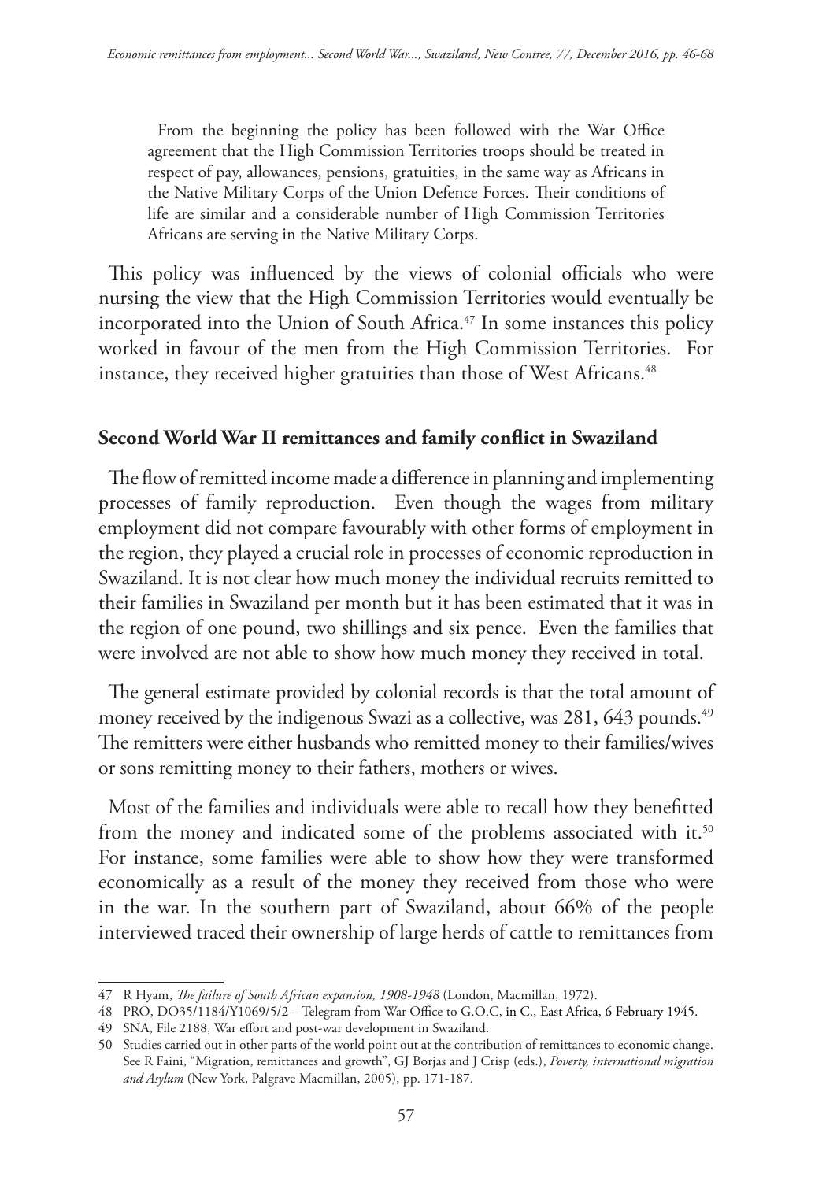From the beginning the policy has been followed with the War Office agreement that the High Commission Territories troops should be treated in respect of pay, allowances, pensions, gratuities, in the same way as Africans in the Native Military Corps of the Union Defence Forces. Their conditions of life are similar and a considerable number of High Commission Territories Africans are serving in the Native Military Corps.

This policy was influenced by the views of colonial officials who were nursing the view that the High Commission Territories would eventually be incorporated into the Union of South Africa.[47] In some instances this policy worked in favour of the men from the High Commission Territories. For instance, they received higher gratuities than those of West Africans.[48]

## Second World War II remittances and family conflict in Swaziland

The flow of remitted income made a difference in planning and implementing processes of family reproduction. Even though the wages from military employment did not compare favourably with other forms of employment in the region, they played a crucial role in processes of economic reproduction in Swaziland. It is not clear how much money the individual recruits remitted to their families in Swaziland per month but it has been estimated that it was in the region of one pound, two shillings and six pence. Even the families that were involved are not able to show how much money they received in total.

The general estimate provided by colonial records is that the total amount of money received by the indigenous Swazi as a collective, was 281, 643 pounds.[49] The remitters were either husbands who remitted money to their families/wives or sons remitting money to their fathers, mothers or wives.

Most of the families and individuals were able to recall how they benefitted from the money and indicated some of the problems associated with it.[50] For instance, some families were able to show how they were transformed economically as a result of the money they received from those who were in the war. In the southern part of Swaziland, about 66% of the people interviewed traced their ownership of large herds of cattle to remittances from

---

47 R Hyam, *The failure of South African expansion, 1908-1948* (London, Macmillan, 1972).

48 PRO, DO35/1184/Y1069/5/2 – Telegram from War Office to G.O.C, in C., East Africa, 6 February 1945.

49 SNA, File 2188, War effort and post-war development in Swaziland.

50 Studies carried out in other parts of the world point out at the contribution of remittances to economic change. See R Faini, "Migration, remittances and growth", GJ Borjas and J Crisp (eds.), *Poverty, international migration and Asylum* (New York, Palgrave Macmillan, 2005), pp. 171-187.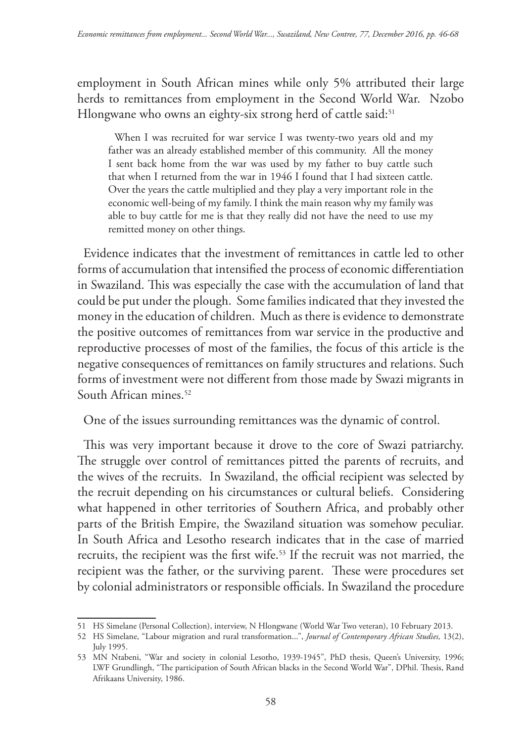employment in South African mines while only 5% attributed their large herds to remittances from employment in the Second World War. Nzobo Hlongwane who owns an eighty-six strong herd of cattle said:[51]

> When I was recruited for war service I was twenty-two years old and my father was an already established member of this community. All the money I sent back home from the war was used by my father to buy cattle such that when I returned from the war in 1946 I found that I had sixteen cattle. Over the years the cattle multiplied and they play a very important role in the economic well-being of my family. I think the main reason why my family was able to buy cattle for me is that they really did not have the need to use my remitted money on other things.

Evidence indicates that the investment of remittances in cattle led to other forms of accumulation that intensified the process of economic differentiation in Swaziland. This was especially the case with the accumulation of land that could be put under the plough. Some families indicated that they invested the money in the education of children. Much as there is evidence to demonstrate the positive outcomes of remittances from war service in the productive and reproductive processes of most of the families, the focus of this article is the negative consequences of remittances on family structures and relations. Such forms of investment were not different from those made by Swazi migrants in South African mines.[52]

One of the issues surrounding remittances was the dynamic of control.

This was very important because it drove to the core of Swazi patriarchy. The struggle over control of remittances pitted the parents of recruits, and the wives of the recruits. In Swaziland, the official recipient was selected by the recruit depending on his circumstances or cultural beliefs. Considering what happened in other territories of Southern Africa, and probably other parts of the British Empire, the Swaziland situation was somehow peculiar. In South Africa and Lesotho research indicates that in the case of married recruits, the recipient was the first wife.[53] If the recruit was not married, the recipient was the father, or the surviving parent. These were procedures set by colonial administrators or responsible officials. In Swaziland the procedure

---

51 HS Simelane (Personal Collection), interview, N Hlongwane (World War Two veteran), 10 February 2013.

52 HS Simelane, "Labour migration and rural transformation...", *Journal of Contemporary African Studies,* 13(2), July 1995.

53 MN Ntabeni, "War and society in colonial Lesotho, 1939-1945", PhD thesis, Queen's University, 1996; LWF Grundlingh, "The participation of South African blacks in the Second World War", DPhil. Thesis, Rand Afrikaans University, 1986.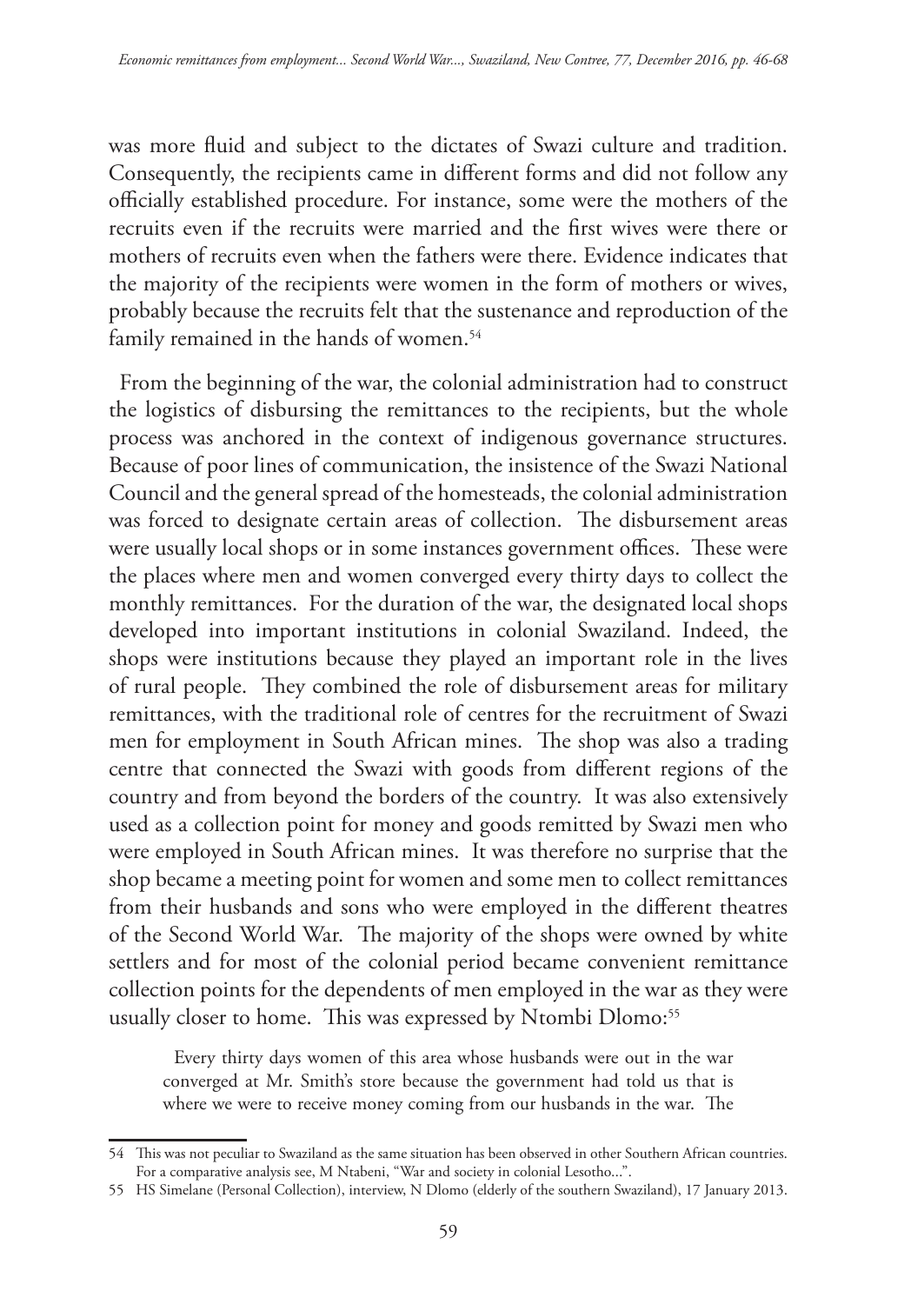was more fluid and subject to the dictates of Swazi culture and tradition. Consequently, the recipients came in different forms and did not follow any officially established procedure. For instance, some were the mothers of the recruits even if the recruits were married and the first wives were there or mothers of recruits even when the fathers were there. Evidence indicates that the majority of the recipients were women in the form of mothers or wives, probably because the recruits felt that the sustenance and reproduction of the family remained in the hands of women.[54]

From the beginning of the war, the colonial administration had to construct the logistics of disbursing the remittances to the recipients, but the whole process was anchored in the context of indigenous governance structures. Because of poor lines of communication, the insistence of the Swazi National Council and the general spread of the homesteads, the colonial administration was forced to designate certain areas of collection. The disbursement areas were usually local shops or in some instances government offices. These were the places where men and women converged every thirty days to collect the monthly remittances. For the duration of the war, the designated local shops developed into important institutions in colonial Swaziland. Indeed, the shops were institutions because they played an important role in the lives of rural people. They combined the role of disbursement areas for military remittances, with the traditional role of centres for the recruitment of Swazi men for employment in South African mines. The shop was also a trading centre that connected the Swazi with goods from different regions of the country and from beyond the borders of the country. It was also extensively used as a collection point for money and goods remitted by Swazi men who were employed in South African mines. It was therefore no surprise that the shop became a meeting point for women and some men to collect remittances from their husbands and sons who were employed in the different theatres of the Second World War. The majority of the shops were owned by white settlers and for most of the colonial period became convenient remittance collection points for the dependents of men employed in the war as they were usually closer to home. This was expressed by Ntombi Dlomo:[55]

> Every thirty days women of this area whose husbands were out in the war converged at Mr. Smith's store because the government had told us that is where we were to receive money coming from our husbands in the war. The

---

54 This was not peculiar to Swaziland as the same situation has been observed in other Southern African countries. For a comparative analysis see, M Ntabeni, "War and society in colonial Lesotho...".

55 HS Simelane (Personal Collection), interview, N Dlomo (elderly of the southern Swaziland), 17 January 2013.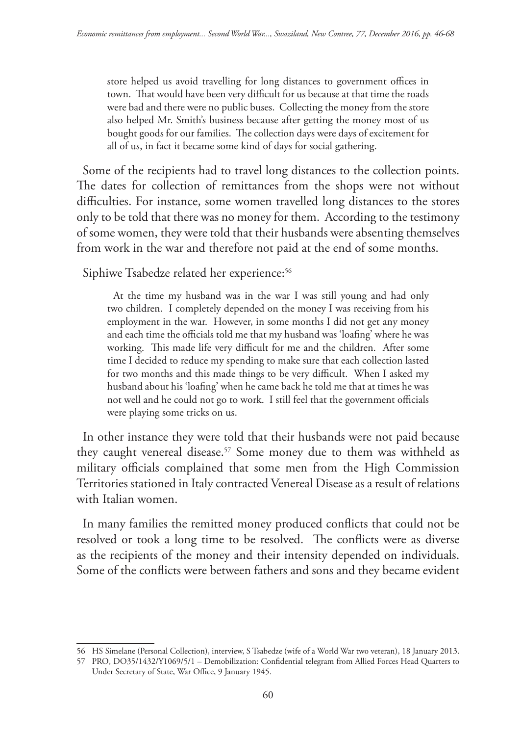> store helped us avoid travelling for long distances to government offices in town. That would have been very difficult for us because at that time the roads were bad and there were no public buses. Collecting the money from the store also helped Mr. Smith's business because after getting the money most of us bought goods for our families. The collection days were days of excitement for all of us, in fact it became some kind of days for social gathering.

Some of the recipients had to travel long distances to the collection points. The dates for collection of remittances from the shops were not without difficulties. For instance, some women travelled long distances to the stores only to be told that there was no money for them. According to the testimony of some women, they were told that their husbands were absenting themselves from work in the war and therefore not paid at the end of some months.

Siphiwe Tsabedze related her experience:[56]

> At the time my husband was in the war I was still young and had only two children. I completely depended on the money I was receiving from his employment in the war. However, in some months I did not get any money and each time the officials told me that my husband was 'loafing' where he was working. This made life very difficult for me and the children. After some time I decided to reduce my spending to make sure that each collection lasted for two months and this made things to be very difficult. When I asked my husband about his 'loafing' when he came back he told me that at times he was not well and he could not go to work. I still feel that the government officials were playing some tricks on us.

In other instance they were told that their husbands were not paid because they caught venereal disease.[57] Some money due to them was withheld as military officials complained that some men from the High Commission Territories stationed in Italy contracted Venereal Disease as a result of relations with Italian women.

In many families the remitted money produced conflicts that could not be resolved or took a long time to be resolved. The conflicts were as diverse as the recipients of the money and their intensity depended on individuals. Some of the conflicts were between fathers and sons and they became evident

---

56 HS Simelane (Personal Collection), interview, S Tsabedze (wife of a World War two veteran), 18 January 2013.

57 PRO, DO35/1432/Y1069/5/1 – Demobilization: Confidential telegram from Allied Forces Head Quarters to Under Secretary of State, War Office, 9 January 1945.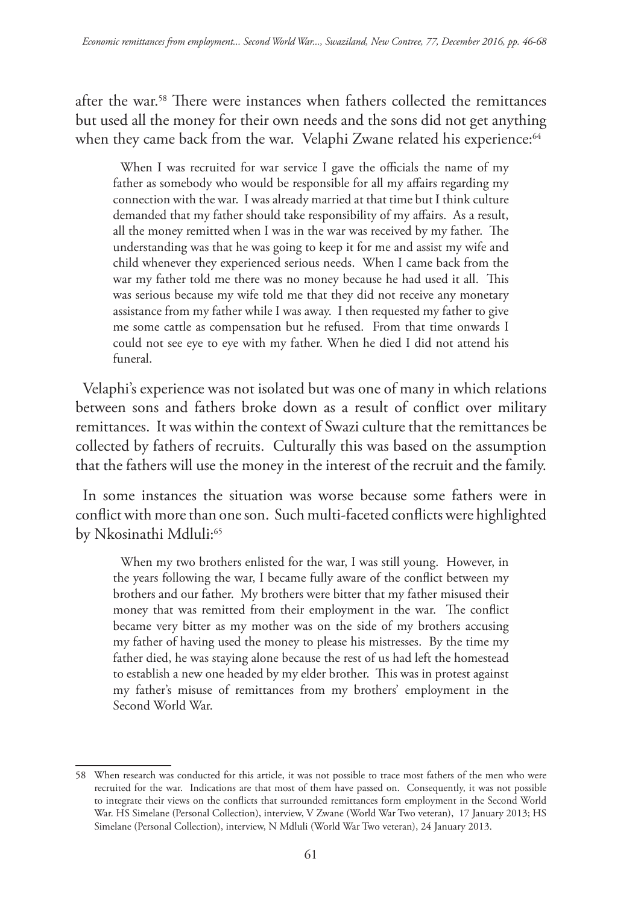after the war.[58] There were instances when fathers collected the remittances but used all the money for their own needs and the sons did not get anything when they came back from the war. Velaphi Zwane related his experience:[64]

> When I was recruited for war service I gave the officials the name of my father as somebody who would be responsible for all my affairs regarding my connection with the war. I was already married at that time but I think culture demanded that my father should take responsibility of my affairs. As a result, all the money remitted when I was in the war was received by my father. The understanding was that he was going to keep it for me and assist my wife and child whenever they experienced serious needs. When I came back from the war my father told me there was no money because he had used it all. This was serious because my wife told me that they did not receive any monetary assistance from my father while I was away. I then requested my father to give me some cattle as compensation but he refused. From that time onwards I could not see eye to eye with my father. When he died I did not attend his funeral.

Velaphi's experience was not isolated but was one of many in which relations between sons and fathers broke down as a result of conflict over military remittances. It was within the context of Swazi culture that the remittances be collected by fathers of recruits. Culturally this was based on the assumption that the fathers will use the money in the interest of the recruit and the family.

In some instances the situation was worse because some fathers were in conflict with more than one son. Such multi-faceted conflicts were highlighted by Nkosinathi Mdluli:[65]

> When my two brothers enlisted for the war, I was still young. However, in the years following the war, I became fully aware of the conflict between my brothers and our father. My brothers were bitter that my father misused their money that was remitted from their employment in the war. The conflict became very bitter as my mother was on the side of my brothers accusing my father of having used the money to please his mistresses. By the time my father died, he was staying alone because the rest of us had left the homestead to establish a new one headed by my elder brother. This was in protest against my father's misuse of remittances from my brothers' employment in the Second World War.

---

58 When research was conducted for this article, it was not possible to trace most fathers of the men who were recruited for the war. Indications are that most of them have passed on. Consequently, it was not possible to integrate their views on the conflicts that surrounded remittances form employment in the Second World War. HS Simelane (Personal Collection), interview, V Zwane (World War Two veteran), 17 January 2013; HS Simelane (Personal Collection), interview, N Mdluli (World War Two veteran), 24 January 2013.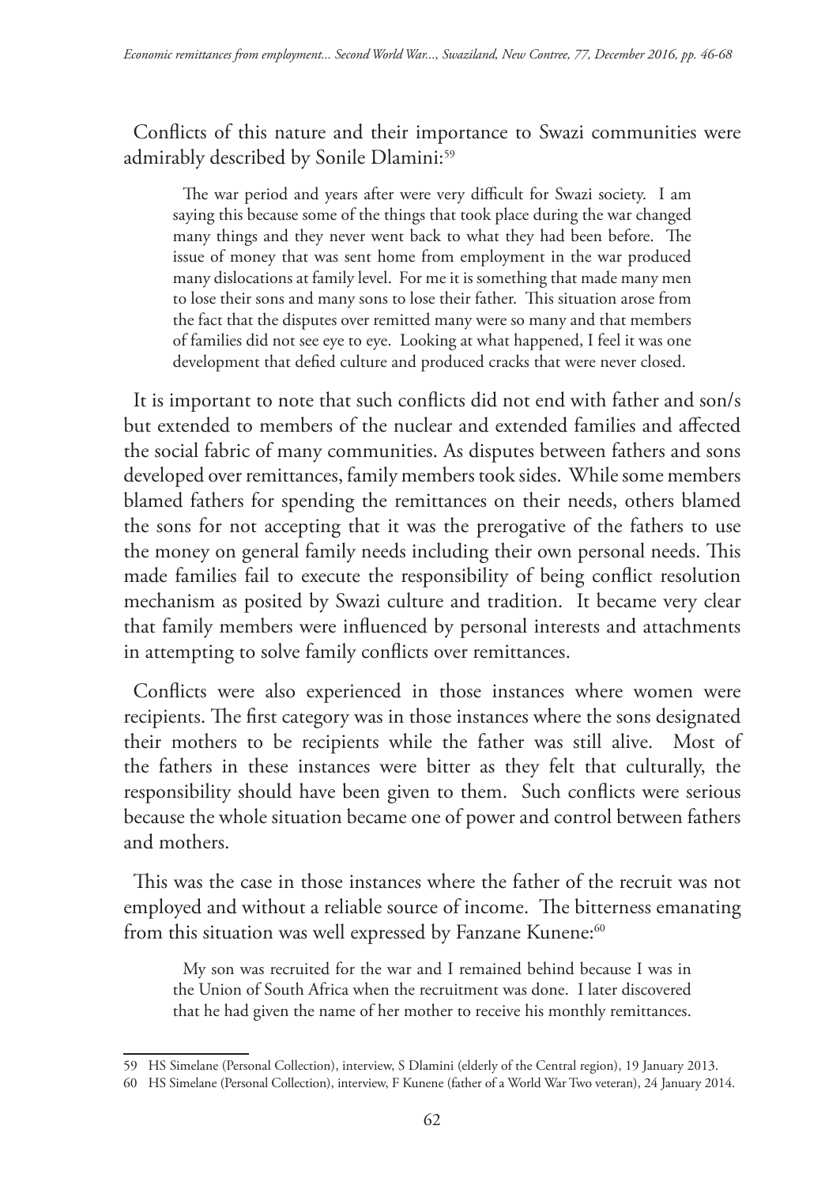Conflicts of this nature and their importance to Swazi communities were admirably described by Sonile Dlamini:[59]

> The war period and years after were very difficult for Swazi society. I am saying this because some of the things that took place during the war changed many things and they never went back to what they had been before. The issue of money that was sent home from employment in the war produced many dislocations at family level. For me it is something that made many men to lose their sons and many sons to lose their father. This situation arose from the fact that the disputes over remitted many were so many and that members of families did not see eye to eye. Looking at what happened, I feel it was one development that defied culture and produced cracks that were never closed.

It is important to note that such conflicts did not end with father and son/s but extended to members of the nuclear and extended families and affected the social fabric of many communities. As disputes between fathers and sons developed over remittances, family members took sides. While some members blamed fathers for spending the remittances on their needs, others blamed the sons for not accepting that it was the prerogative of the fathers to use the money on general family needs including their own personal needs. This made families fail to execute the responsibility of being conflict resolution mechanism as posited by Swazi culture and tradition. It became very clear that family members were influenced by personal interests and attachments in attempting to solve family conflicts over remittances.

Conflicts were also experienced in those instances where women were recipients. The first category was in those instances where the sons designated their mothers to be recipients while the father was still alive. Most of the fathers in these instances were bitter as they felt that culturally, the responsibility should have been given to them. Such conflicts were serious because the whole situation became one of power and control between fathers and mothers.

This was the case in those instances where the father of the recruit was not employed and without a reliable source of income. The bitterness emanating from this situation was well expressed by Fanzane Kunene:[60]

> My son was recruited for the war and I remained behind because I was in the Union of South Africa when the recruitment was done. I later discovered that he had given the name of her mother to receive his monthly remittances.

---

59 HS Simelane (Personal Collection), interview, S Dlamini (elderly of the Central region), 19 January 2013.

60 HS Simelane (Personal Collection), interview, F Kunene (father of a World War Two veteran), 24 January 2014.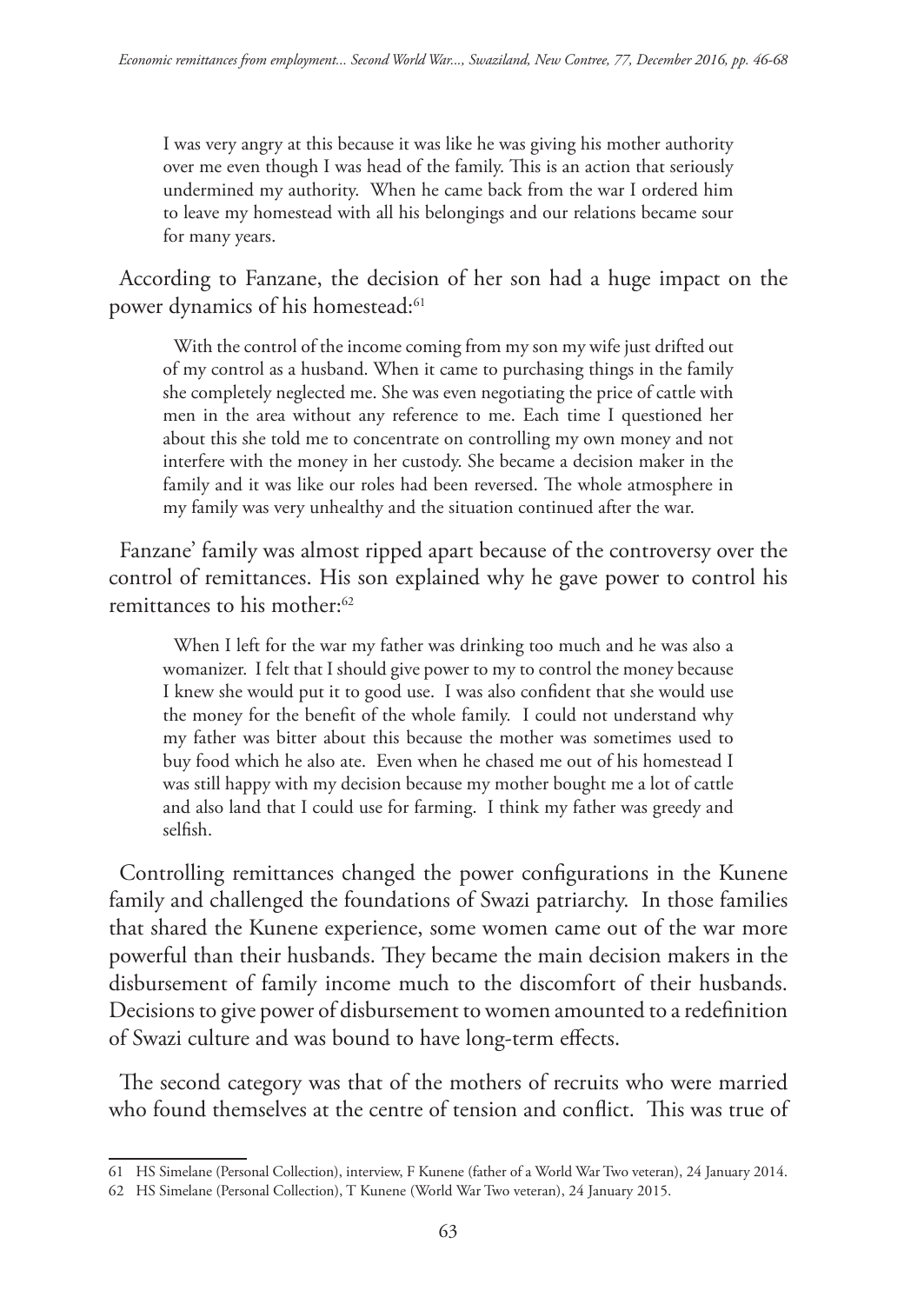I was very angry at this because it was like he was giving his mother authority over me even though I was head of the family. This is an action that seriously undermined my authority. When he came back from the war I ordered him to leave my homestead with all his belongings and our relations became sour for many years.

According to Fanzane, the decision of her son had a huge impact on the power dynamics of his homestead:[61]

> With the control of the income coming from my son my wife just drifted out of my control as a husband. When it came to purchasing things in the family she completely neglected me. She was even negotiating the price of cattle with men in the area without any reference to me. Each time I questioned her about this she told me to concentrate on controlling my own money and not interfere with the money in her custody. She became a decision maker in the family and it was like our roles had been reversed. The whole atmosphere in my family was very unhealthy and the situation continued after the war.

Fanzane' family was almost ripped apart because of the controversy over the control of remittances. His son explained why he gave power to control his remittances to his mother:[62]

> When I left for the war my father was drinking too much and he was also a womanizer. I felt that I should give power to my to control the money because I knew she would put it to good use. I was also confident that she would use the money for the benefit of the whole family. I could not understand why my father was bitter about this because the mother was sometimes used to buy food which he also ate. Even when he chased me out of his homestead I was still happy with my decision because my mother bought me a lot of cattle and also land that I could use for farming. I think my father was greedy and selfish.

Controlling remittances changed the power configurations in the Kunene family and challenged the foundations of Swazi patriarchy. In those families that shared the Kunene experience, some women came out of the war more powerful than their husbands. They became the main decision makers in the disbursement of family income much to the discomfort of their husbands. Decisions to give power of disbursement to women amounted to a redefinition of Swazi culture and was bound to have long-term effects.

The second category was that of the mothers of recruits who were married who found themselves at the centre of tension and conflict. This was true of

---

61 HS Simelane (Personal Collection), interview, F Kunene (father of a World War Two veteran), 24 January 2014.

62 HS Simelane (Personal Collection), T Kunene (World War Two veteran), 24 January 2015.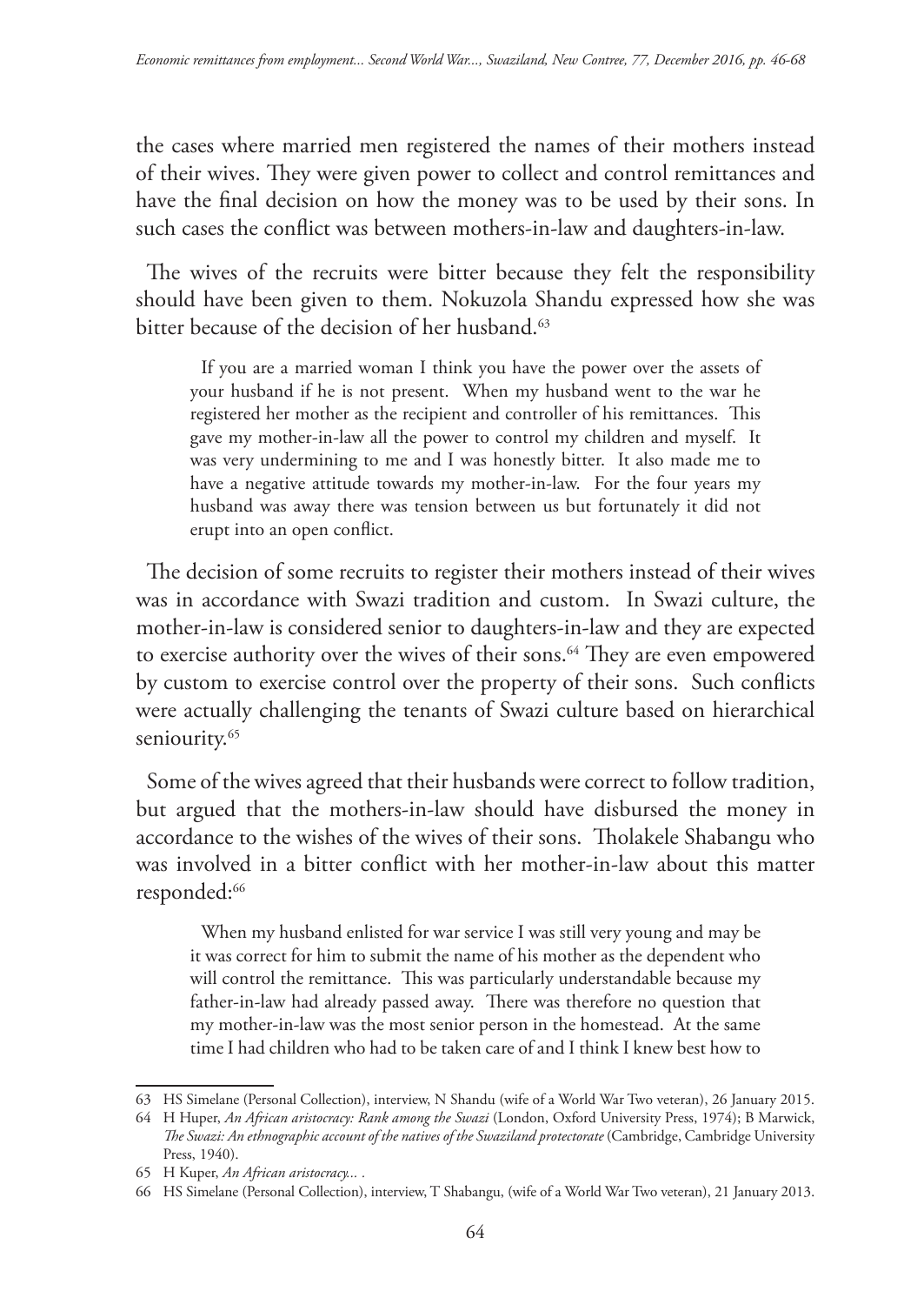the cases where married men registered the names of their mothers instead of their wives. They were given power to collect and control remittances and have the final decision on how the money was to be used by their sons. In such cases the conflict was between mothers-in-law and daughters-in-law.

The wives of the recruits were bitter because they felt the responsibility should have been given to them. Nokuzola Shandu expressed how she was bitter because of the decision of her husband.[63]

> If you are a married woman I think you have the power over the assets of your husband if he is not present. When my husband went to the war he registered her mother as the recipient and controller of his remittances. This gave my mother-in-law all the power to control my children and myself. It was very undermining to me and I was honestly bitter. It also made me to have a negative attitude towards my mother-in-law. For the four years my husband was away there was tension between us but fortunately it did not erupt into an open conflict.

The decision of some recruits to register their mothers instead of their wives was in accordance with Swazi tradition and custom. In Swazi culture, the mother-in-law is considered senior to daughters-in-law and they are expected to exercise authority over the wives of their sons.[64] They are even empowered by custom to exercise control over the property of their sons. Such conflicts were actually challenging the tenants of Swazi culture based on hierarchical seniourity.[65]

Some of the wives agreed that their husbands were correct to follow tradition, but argued that the mothers-in-law should have disbursed the money in accordance to the wishes of the wives of their sons. Tholakele Shabangu who was involved in a bitter conflict with her mother-in-law about this matter responded:[66]

> When my husband enlisted for war service I was still very young and may be it was correct for him to submit the name of his mother as the dependent who will control the remittance. This was particularly understandable because my father-in-law had already passed away. There was therefore no question that my mother-in-law was the most senior person in the homestead. At the same time I had children who had to be taken care of and I think I knew best how to

63 HS Simelane (Personal Collection), interview, N Shandu (wife of a World War Two veteran), 26 January 2015.

64 H Huper, *An African aristocracy: Rank among the Swazi* (London, Oxford University Press, 1974); B Marwick, *The Swazi: An ethnographic account of the natives of the Swaziland protectorate* (Cambridge, Cambridge University Press, 1940).

65 H Kuper, *An African aristocracy...* .

66 HS Simelane (Personal Collection), interview, T Shabangu, (wife of a World War Two veteran), 21 January 2013.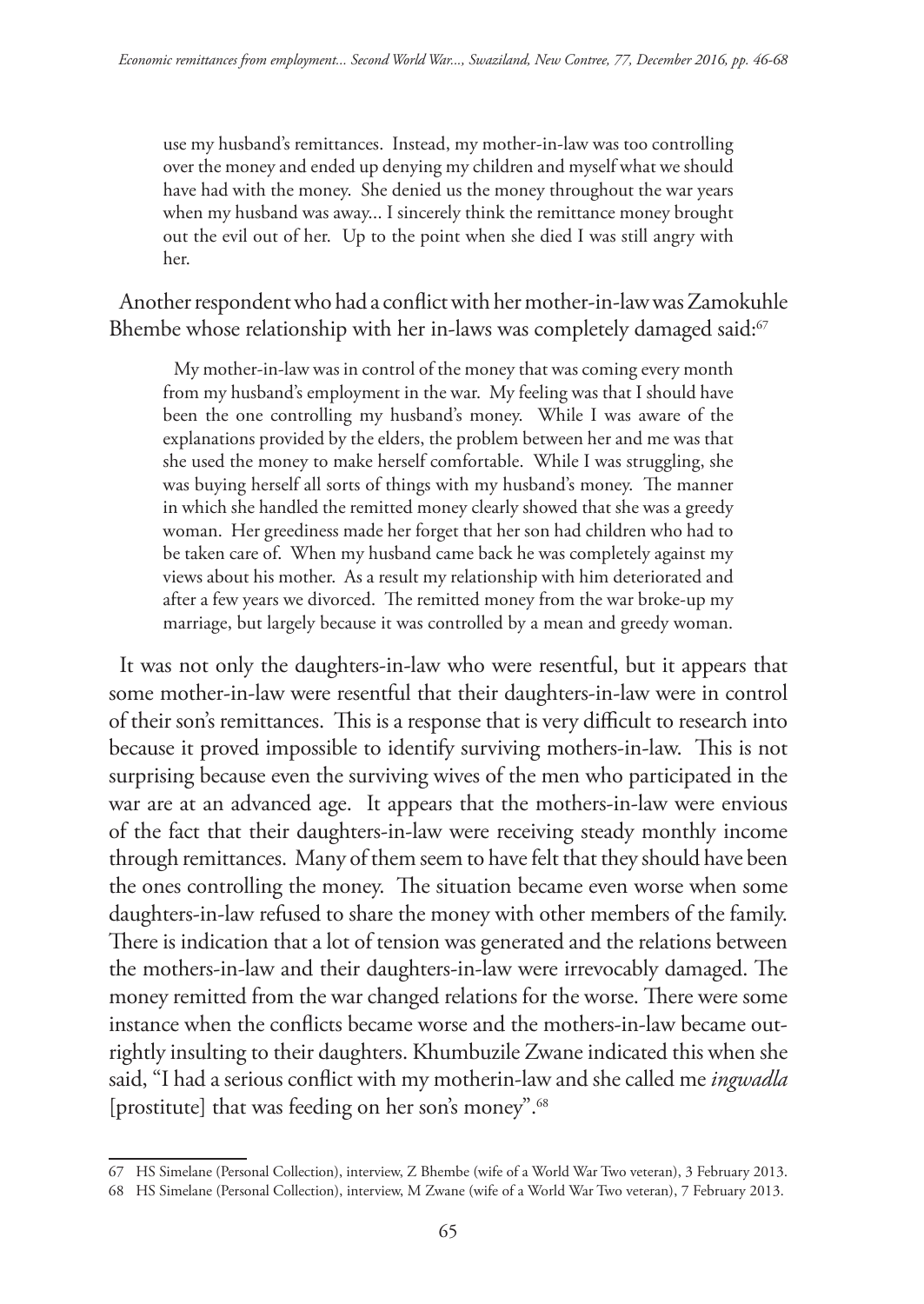> use my husband's remittances. Instead, my mother-in-law was too controlling over the money and ended up denying my children and myself what we should have had with the money. She denied us the money throughout the war years when my husband was away... I sincerely think the remittance money brought out the evil out of her. Up to the point when she died I was still angry with her.

Another respondent who had a conflict with her mother-in-law was Zamokuhle Bhembe whose relationship with her in-laws was completely damaged said:[67]

> My mother-in-law was in control of the money that was coming every month from my husband's employment in the war. My feeling was that I should have been the one controlling my husband's money. While I was aware of the explanations provided by the elders, the problem between her and me was that she used the money to make herself comfortable. While I was struggling, she was buying herself all sorts of things with my husband's money. The manner in which she handled the remitted money clearly showed that she was a greedy woman. Her greediness made her forget that her son had children who had to be taken care of. When my husband came back he was completely against my views about his mother. As a result my relationship with him deteriorated and after a few years we divorced. The remitted money from the war broke-up my marriage, but largely because it was controlled by a mean and greedy woman.

It was not only the daughters-in-law who were resentful, but it appears that some mother-in-law were resentful that their daughters-in-law were in control of their son's remittances. This is a response that is very difficult to research into because it proved impossible to identify surviving mothers-in-law. This is not surprising because even the surviving wives of the men who participated in the war are at an advanced age. It appears that the mothers-in-law were envious of the fact that their daughters-in-law were receiving steady monthly income through remittances. Many of them seem to have felt that they should have been the ones controlling the money. The situation became even worse when some daughters-in-law refused to share the money with other members of the family. There is indication that a lot of tension was generated and the relations between the mothers-in-law and their daughters-in-law were irrevocably damaged. The money remitted from the war changed relations for the worse. There were some instance when the conflicts became worse and the mothers-in-law became out-rightly insulting to their daughters. Khumbuzile Zwane indicated this when she said, "I had a serious conflict with my motherin-law and she called me *ingwadla* [prostitute] that was feeding on her son's money".[68]

---

67 HS Simelane (Personal Collection), interview, Z Bhembe (wife of a World War Two veteran), 3 February 2013.

68 HS Simelane (Personal Collection), interview, M Zwane (wife of a World War Two veteran), 7 February 2013.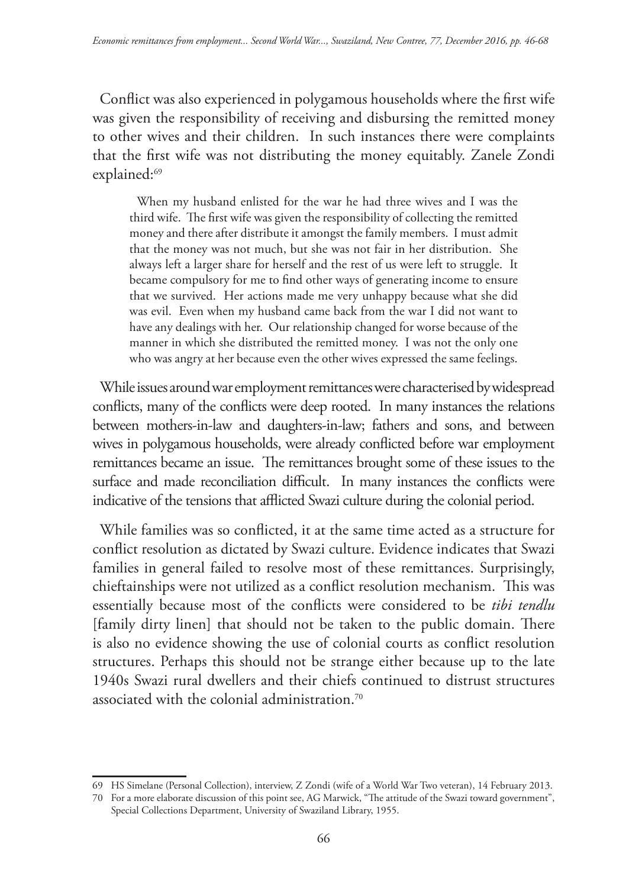Conflict was also experienced in polygamous households where the first wife was given the responsibility of receiving and disbursing the remitted money to other wives and their children. In such instances there were complaints that the first wife was not distributing the money equitably. Zanele Zondi explained:[69]

> When my husband enlisted for the war he had three wives and I was the third wife. The first wife was given the responsibility of collecting the remitted money and there after distribute it amongst the family members. I must admit that the money was not much, but she was not fair in her distribution. She always left a larger share for herself and the rest of us were left to struggle. It became compulsory for me to find other ways of generating income to ensure that we survived. Her actions made me very unhappy because what she did was evil. Even when my husband came back from the war I did not want to have any dealings with her. Our relationship changed for worse because of the manner in which she distributed the remitted money. I was not the only one who was angry at her because even the other wives expressed the same feelings.

While issues around war employment remittances were characterised by widespread conflicts, many of the conflicts were deep rooted. In many instances the relations between mothers-in-law and daughters-in-law; fathers and sons, and between wives in polygamous households, were already conflicted before war employment remittances became an issue. The remittances brought some of these issues to the surface and made reconciliation difficult. In many instances the conflicts were indicative of the tensions that afflicted Swazi culture during the colonial period.

While families was so conflicted, it at the same time acted as a structure for conflict resolution as dictated by Swazi culture. Evidence indicates that Swazi families in general failed to resolve most of these remittances. Surprisingly, chieftainships were not utilized as a conflict resolution mechanism. This was essentially because most of the conflicts were considered to be *tibi tendlu* [family dirty linen] that should not be taken to the public domain. There is also no evidence showing the use of colonial courts as conflict resolution structures. Perhaps this should not be strange either because up to the late 1940s Swazi rural dwellers and their chiefs continued to distrust structures associated with the colonial administration.[70]

---

69 HS Simelane (Personal Collection), interview, Z Zondi (wife of a World War Two veteran), 14 February 2013.

70 For a more elaborate discussion of this point see, AG Marwick, "The attitude of the Swazi toward government", Special Collections Department, University of Swaziland Library, 1955.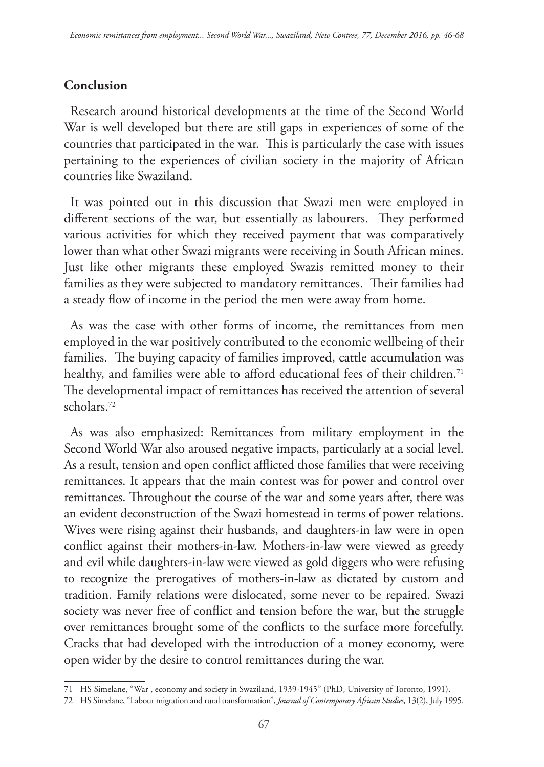## Conclusion

Research around historical developments at the time of the Second World War is well developed but there are still gaps in experiences of some of the countries that participated in the war. This is particularly the case with issues pertaining to the experiences of civilian society in the majority of African countries like Swaziland.

It was pointed out in this discussion that Swazi men were employed in different sections of the war, but essentially as labourers. They performed various activities for which they received payment that was comparatively lower than what other Swazi migrants were receiving in South African mines. Just like other migrants these employed Swazis remitted money to their families as they were subjected to mandatory remittances. Their families had a steady flow of income in the period the men were away from home.

As was the case with other forms of income, the remittances from men employed in the war positively contributed to the economic wellbeing of their families. The buying capacity of families improved, cattle accumulation was healthy, and families were able to afford educational fees of their children.[71] The developmental impact of remittances has received the attention of several scholars.[72]

As was also emphasized: Remittances from military employment in the Second World War also aroused negative impacts, particularly at a social level. As a result, tension and open conflict afflicted those families that were receiving remittances. It appears that the main contest was for power and control over remittances. Throughout the course of the war and some years after, there was an evident deconstruction of the Swazi homestead in terms of power relations. Wives were rising against their husbands, and daughters-in law were in open conflict against their mothers-in-law. Mothers-in-law were viewed as greedy and evil while daughters-in-law were viewed as gold diggers who were refusing to recognize the prerogatives of mothers-in-law as dictated by custom and tradition. Family relations were dislocated, some never to be repaired. Swazi society was never free of conflict and tension before the war, but the struggle over remittances brought some of the conflicts to the surface more forcefully. Cracks that had developed with the introduction of a money economy, were open wider by the desire to control remittances during the war.

---

71 HS Simelane, "War , economy and society in Swaziland, 1939-1945" (PhD, University of Toronto, 1991).

72 HS Simelane, "Labour migration and rural transformation", *Journal of Contemporary African Studies,* 13(2), July 1995.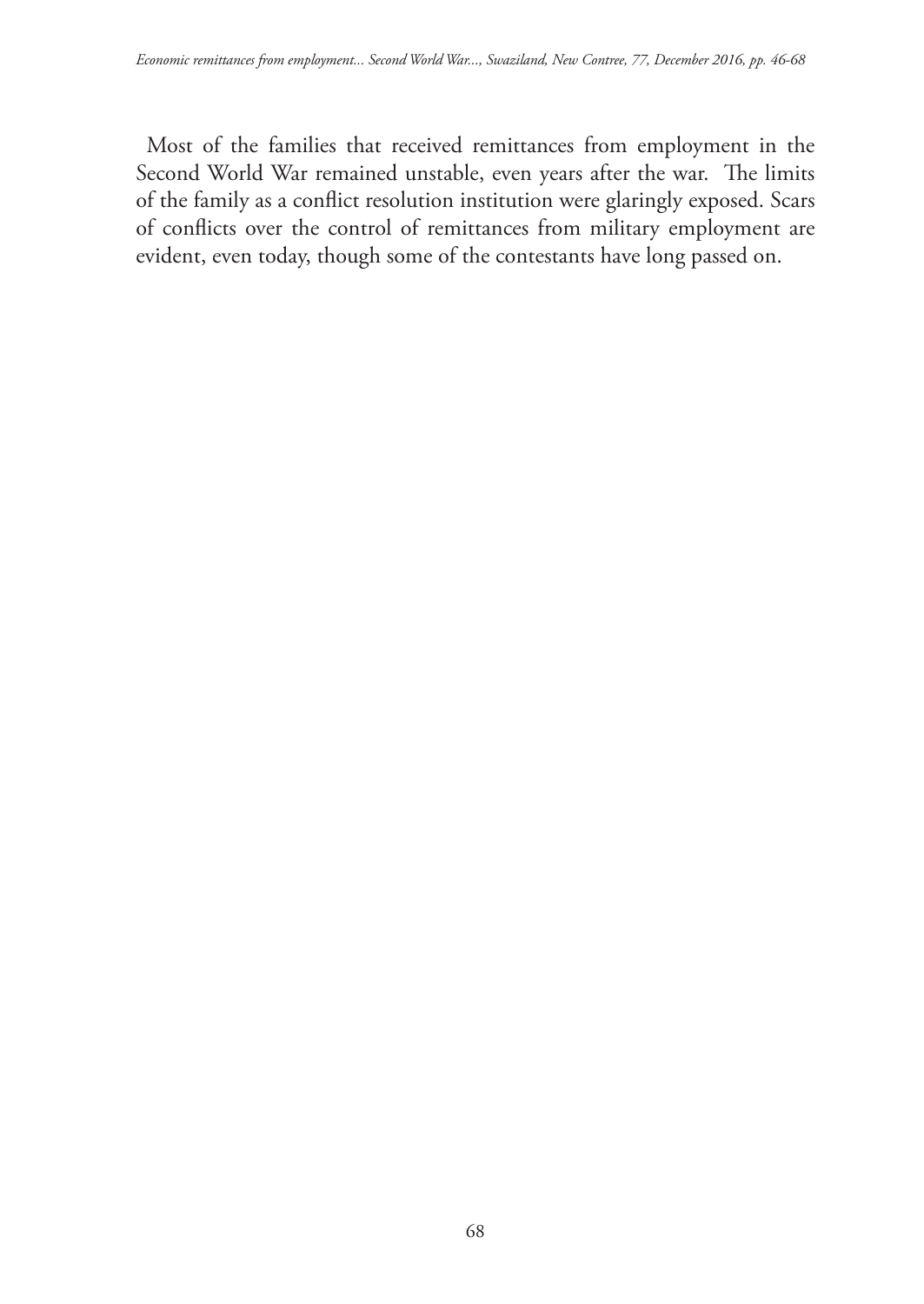Most of the families that received remittances from employment in the Second World War remained unstable, even years after the war. The limits of the family as a conflict resolution institution were glaringly exposed. Scars of conflicts over the control of remittances from military employment are evident, even today, though some of the contestants have long passed on.